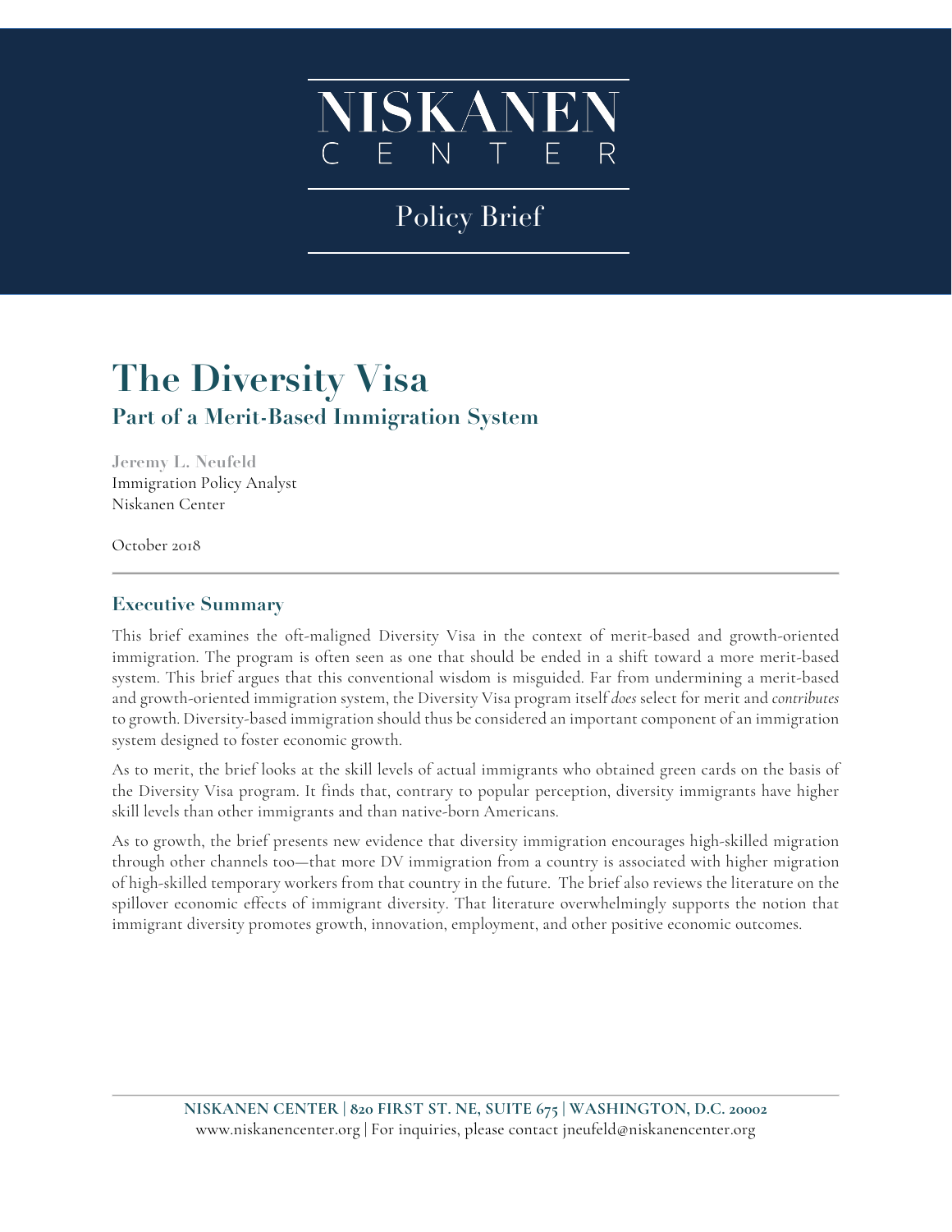NISKANEN CENTER

Policy Brief

# The Diversity Visa

## Part of a Merit-Based Immigration System

**Jeremy L. Neufeld**
Immigration Policy Analyst
Niskanen Center

October 2018

### Executive Summary

This brief examines the oft-maligned Diversity Visa in the context of merit-based and growth-oriented immigration. The program is often seen as one that should be ended in a shift toward a more merit-based system. This brief argues that this conventional wisdom is misguided. Far from undermining a merit-based and growth-oriented immigration system, the Diversity Visa program itself *does* select for merit and *contributes* to growth. Diversity-based immigration should thus be considered an important component of an immigration system designed to foster economic growth.

As to merit, the brief looks at the skill levels of actual immigrants who obtained green cards on the basis of the Diversity Visa program. It finds that, contrary to popular perception, diversity immigrants have higher skill levels than other immigrants and than native-born Americans.

As to growth, the brief presents new evidence that diversity immigration encourages high-skilled migration through other channels too—that more DV immigration from a country is associated with higher migration of high-skilled temporary workers from that country in the future. The brief also reviews the literature on the spillover economic effects of immigrant diversity. That literature overwhelmingly supports the notion that immigrant diversity promotes growth, innovation, employment, and other positive economic outcomes.

NISKANEN CENTER | 820 FIRST ST. NE, SUITE 675 | WASHINGTON, D.C. 20002
www.niskanencenter.org | For inquiries, please contact jneufeld@niskanencenter.org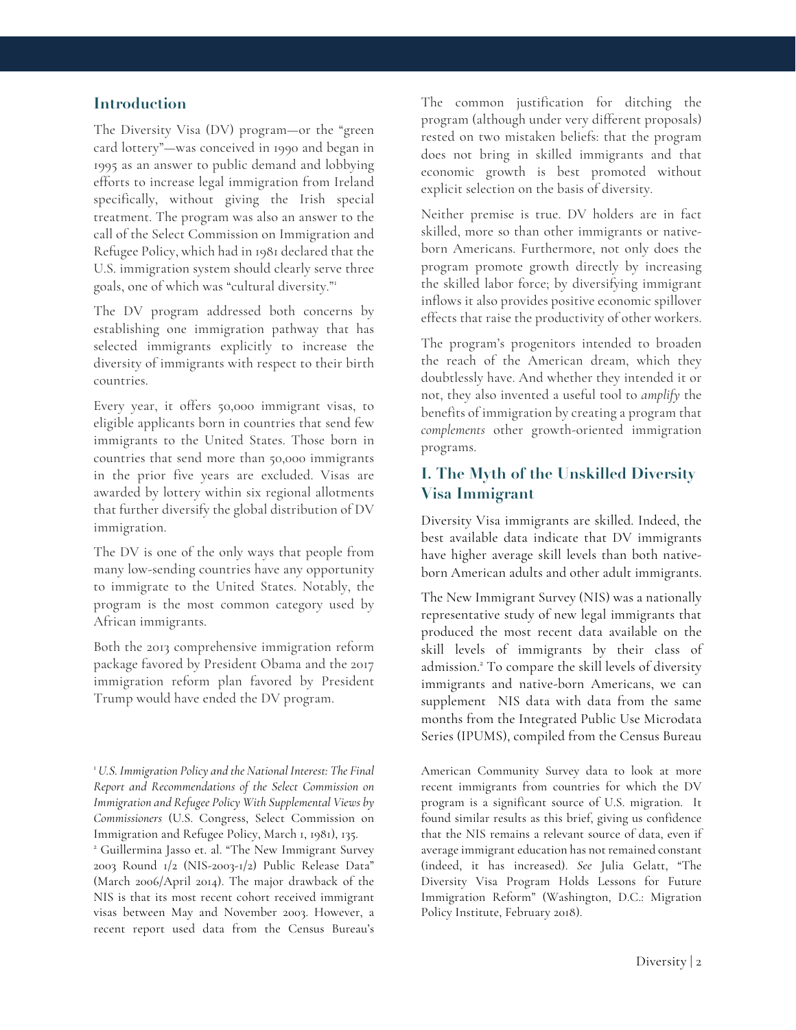## Introduction

The Diversity Visa (DV) program—or the "green card lottery"—was conceived in 1990 and began in 1995 as an answer to public demand and lobbying efforts to increase legal immigration from Ireland specifically, without giving the Irish special treatment. The program was also an answer to the call of the Select Commission on Immigration and Refugee Policy, which had in 1981 declared that the U.S. immigration system should clearly serve three goals, one of which was "cultural diversity."[1]

The DV program addressed both concerns by establishing one immigration pathway that has selected immigrants explicitly to increase the diversity of immigrants with respect to their birth countries.

Every year, it offers 50,000 immigrant visas, to eligible applicants born in countries that send few immigrants to the United States. Those born in countries that send more than 50,000 immigrants in the prior five years are excluded. Visas are awarded by lottery within six regional allotments that further diversify the global distribution of DV immigration.

The DV is one of the only ways that people from many low-sending countries have any opportunity to immigrate to the United States. Notably, the program is the most common category used by African immigrants.

Both the 2013 comprehensive immigration reform package favored by President Obama and the 2017 immigration reform plan favored by President Trump would have ended the DV program.

The common justification for ditching the program (although under very different proposals) rested on two mistaken beliefs: that the program does not bring in skilled immigrants and that economic growth is best promoted without explicit selection on the basis of diversity.

Neither premise is true. DV holders are in fact skilled, more so than other immigrants or native-born Americans. Furthermore, not only does the program promote growth directly by increasing the skilled labor force; by diversifying immigrant inflows it also provides positive economic spillover effects that raise the productivity of other workers.

The program's progenitors intended to broaden the reach of the American dream, which they doubtlessly have. And whether they intended it or not, they also invented a useful tool to *amplify* the benefits of immigration by creating a program that *complements* other growth-oriented immigration programs.

## I. The Myth of the Unskilled Diversity Visa Immigrant

Diversity Visa immigrants are skilled. Indeed, the best available data indicate that DV immigrants have higher average skill levels than both native-born American adults and other adult immigrants.

The New Immigrant Survey (NIS) was a nationally representative study of new legal immigrants that produced the most recent data available on the skill levels of immigrants by their class of admission.[2] To compare the skill levels of diversity immigrants and native-born Americans, we can supplement NIS data with data from the same months from the Integrated Public Use Microdata Series (IPUMS), compiled from the Census Bureau

[1] *U.S. Immigration Policy and the National Interest: The Final Report and Recommendations of the Select Commission on Immigration and Refugee Policy With Supplemental Views by Commissioners* (U.S. Congress, Select Commission on Immigration and Refugee Policy, March 1, 1981), 135.

[2] Guillermina Jasso et. al. "The New Immigrant Survey 2003 Round 1/2 (NIS-2003-1/2) Public Release Data" (March 2006/April 2014). The major drawback of the NIS is that its most recent cohort received immigrant visas between May and November 2003. However, a recent report used data from the Census Bureau's American Community Survey data to look at more recent immigrants from countries for which the DV program is a significant source of U.S. migration. It found similar results as this brief, giving us confidence that the NIS remains a relevant source of data, even if average immigrant education has not remained constant (indeed, it has increased). *See* Julia Gelatt, "The Diversity Visa Program Holds Lessons for Future Immigration Reform" (Washington, D.C.: Migration Policy Institute, February 2018).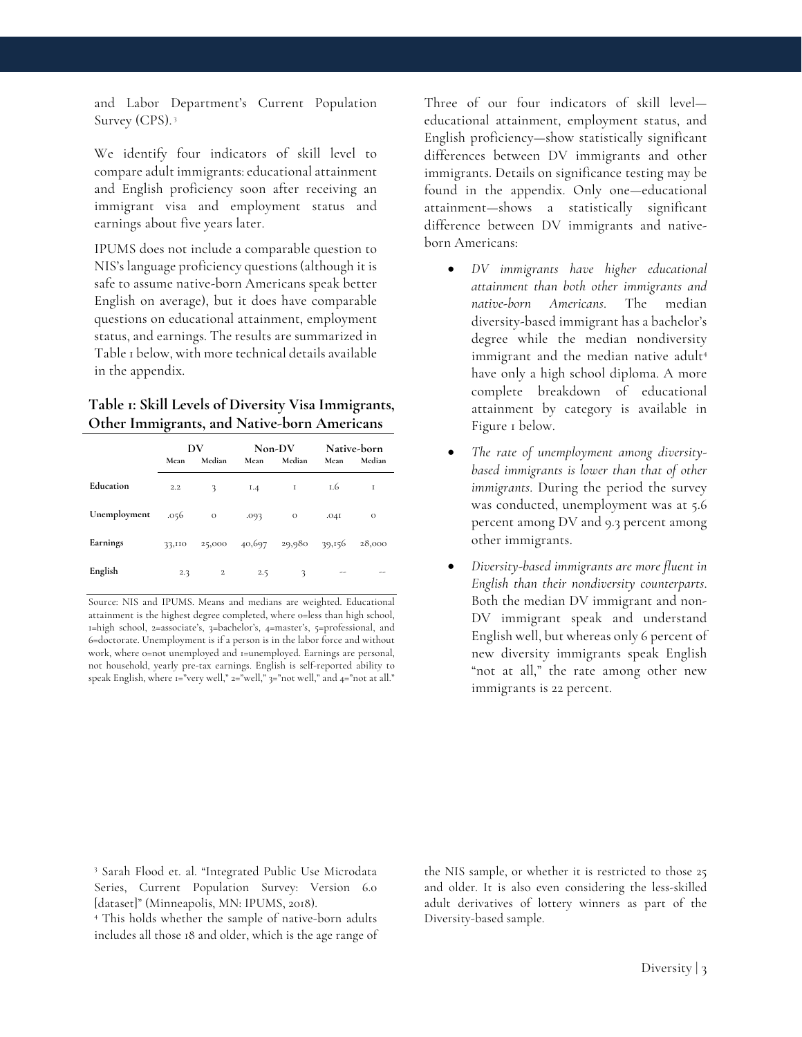and Labor Department's Current Population Survey (CPS).[3]

We identify four indicators of skill level to compare adult immigrants: educational attainment and English proficiency soon after receiving an immigrant visa and employment status and earnings about five years later.

IPUMS does not include a comparable question to NIS's language proficiency questions (although it is safe to assume native-born Americans speak better English on average), but it does have comparable questions on educational attainment, employment status, and earnings. The results are summarized in Table 1 below, with more technical details available in the appendix.

**Table 1: Skill Levels of Diversity Visa Immigrants, Other Immigrants, and Native-born Americans**

| | DV | | Non-DV | | Native-born | |
|---|---|---|---|---|---|---|
| | Mean | Median | Mean | Median | Mean | Median |
| **Education** | 2.2 | 3 | 1.4 | 1 | 1.6 | 1 |
| **Unemployment** | .056 | 0 | .093 | 0 | .041 | 0 |
| **Earnings** | 33,110 | 25,000 | 40,697 | 29,980 | 39,156 | 28,000 |
| **English** | 2.3 | 2 | 2.5 | 3 | -- | -- |

Source: NIS and IPUMS. Means and medians are weighted. Educational attainment is the highest degree completed, where 0=less than high school, 1=high school, 2=associate's, 3=bachelor's, 4=master's, 5=professional, and 6=doctorate. Unemployment is if a person is in the labor force and without work, where 0=not unemployed and 1=unemployed. Earnings are personal, not household, yearly pre-tax earnings. English is self-reported ability to speak English, where 1="very well," 2="well," 3="not well," and 4="not at all."

Three of our four indicators of skill level—educational attainment, employment status, and English proficiency—show statistically significant differences between DV immigrants and other immigrants. Details on significance testing may be found in the appendix. Only one—educational attainment—shows a statistically significant difference between DV immigrants and native-born Americans:

- *DV immigrants have higher educational attainment than both other immigrants and native-born Americans.* The median diversity-based immigrant has a bachelor's degree while the median nondiversity immigrant and the median native adult[4] have only a high school diploma. A more complete breakdown of educational attainment by category is available in Figure 1 below.
- *The rate of unemployment among diversity-based immigrants is lower than that of other immigrants.* During the period the survey was conducted, unemployment was at 5.6 percent among DV and 9.3 percent among other immigrants.
- *Diversity-based immigrants are more fluent in English than their nondiversity counterparts.* Both the median DV immigrant and non-DV immigrant speak and understand English well, but whereas only 6 percent of new diversity immigrants speak English "not at all," the rate among other new immigrants is 22 percent.

[3] Sarah Flood et. al. "Integrated Public Use Microdata Series, Current Population Survey: Version 6.0 [dataset]" (Minneapolis, MN: IPUMS, 2018).

[4] This holds whether the sample of native-born adults includes all those 18 and older, which is the age range of the NIS sample, or whether it is restricted to those 25 and older. It is also even considering the less-skilled adult derivatives of lottery winners as part of the Diversity-based sample.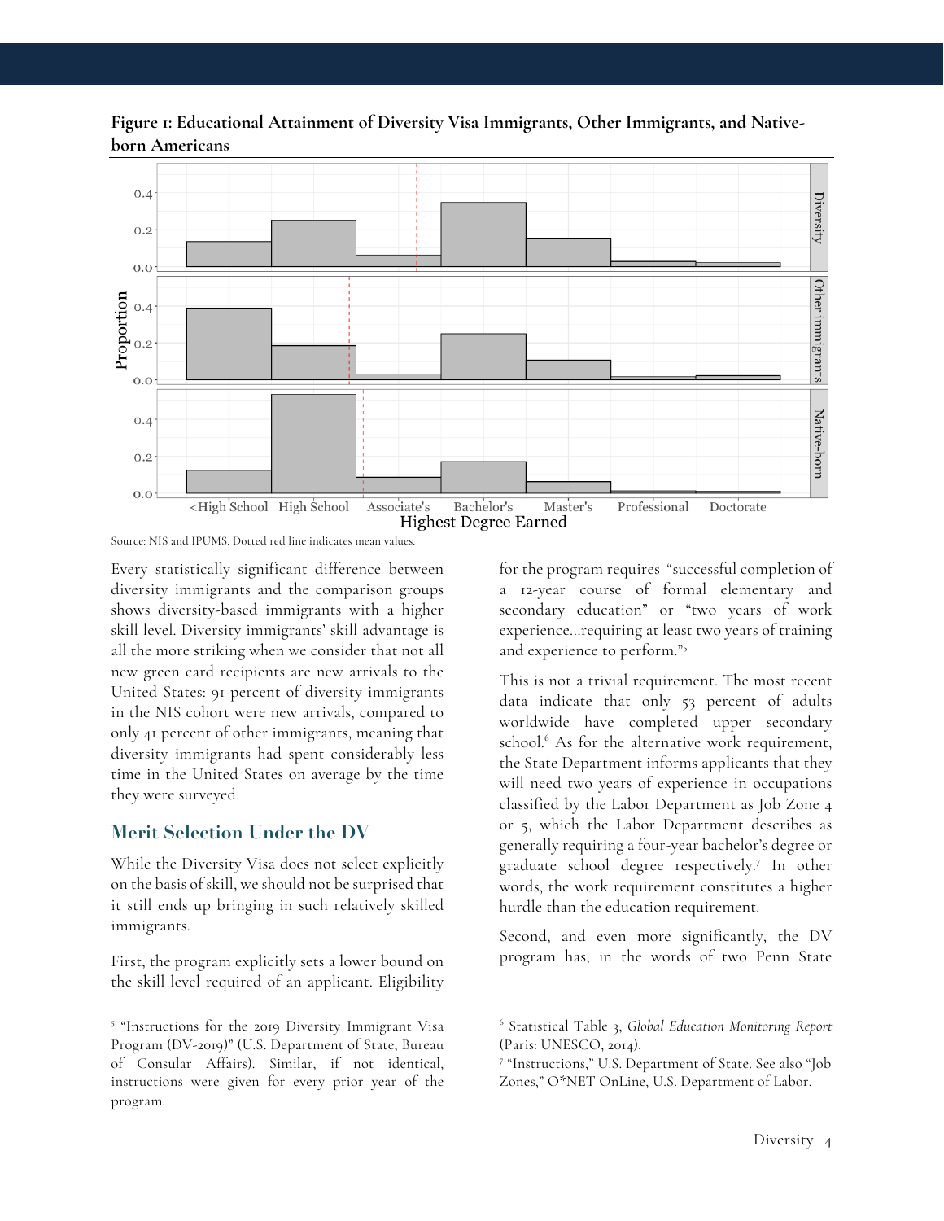**Figure 1: Educational Attainment of Diversity Visa Immigrants, Other Immigrants, and Native-born Americans**

Source: NIS and IPUMS. Dotted red line indicates mean values.

Every statistically significant difference between diversity immigrants and the comparison groups shows diversity-based immigrants with a higher skill level. Diversity immigrants' skill advantage is all the more striking when we consider that not all new green card recipients are new arrivals to the United States: 91 percent of diversity immigrants in the NIS cohort were new arrivals, compared to only 41 percent of other immigrants, meaning that diversity immigrants had spent considerably less time in the United States on average by the time they were surveyed.

## Merit Selection Under the DV

While the Diversity Visa does not select explicitly on the basis of skill, we should not be surprised that it still ends up bringing in such relatively skilled immigrants.

First, the program explicitly sets a lower bound on the skill level required of an applicant. Eligibility for the program requires "successful completion of a 12-year course of formal elementary and secondary education" or "two years of work experience...requiring at least two years of training and experience to perform."[5]

This is not a trivial requirement. The most recent data indicate that only 53 percent of adults worldwide have completed upper secondary school.[6] As for the alternative work requirement, the State Department informs applicants that they will need two years of experience in occupations classified by the Labor Department as Job Zone 4 or 5, which the Labor Department describes as generally requiring a four-year bachelor's degree or graduate school degree respectively.[7] In other words, the work requirement constitutes a higher hurdle than the education requirement.

Second, and even more significantly, the DV program has, in the words of two Penn State

[5] "Instructions for the 2019 Diversity Immigrant Visa Program (DV-2019)" (U.S. Department of State, Bureau of Consular Affairs). Similar, if not identical, instructions were given for every prior year of the program.

[6] Statistical Table 3, *Global Education Monitoring Report* (Paris: UNESCO, 2014).

[7] "Instructions," U.S. Department of State. See also "Job Zones," O*NET OnLine, U.S. Department of Labor.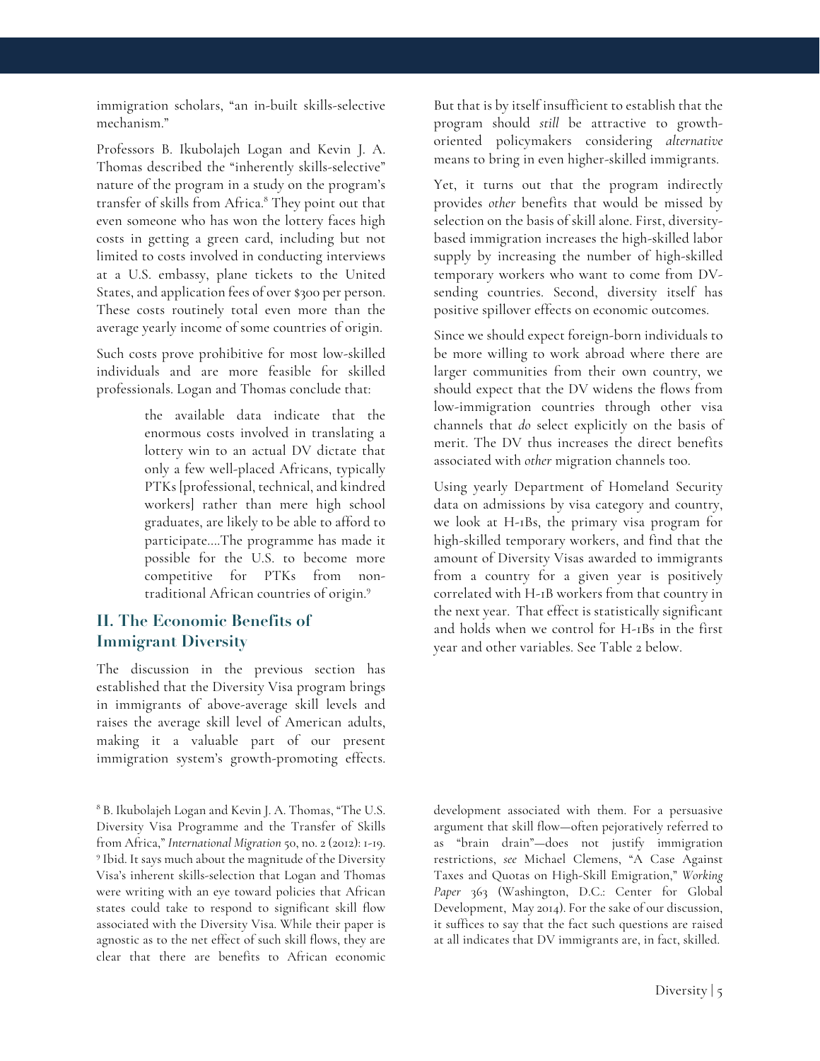immigration scholars, "an in-built skills-selective mechanism."

Professors B. Ikubolajeh Logan and Kevin J. A. Thomas described the "inherently skills-selective" nature of the program in a study on the program's transfer of skills from Africa.[8] They point out that even someone who has won the lottery faces high costs in getting a green card, including but not limited to costs involved in conducting interviews at a U.S. embassy, plane tickets to the United States, and application fees of over $300 per person. These costs routinely total even more than the average yearly income of some countries of origin.

Such costs prove prohibitive for most low-skilled individuals and are more feasible for skilled professionals. Logan and Thomas conclude that:

> the available data indicate that the enormous costs involved in translating a lottery win to an actual DV dictate that only a few well-placed Africans, typically PTKs [professional, technical, and kindred workers] rather than mere high school graduates, are likely to be able to afford to participate....The programme has made it possible for the U.S. to become more competitive for PTKs from non-traditional African countries of origin.[9]

## II. The Economic Benefits of Immigrant Diversity

The discussion in the previous section has established that the Diversity Visa program brings in immigrants of above-average skill levels and raises the average skill level of American adults, making it a valuable part of our present immigration system's growth-promoting effects. But that is by itself insufficient to establish that the program should *still* be attractive to growth-oriented policymakers considering *alternative* means to bring in even higher-skilled immigrants.

Yet, it turns out that the program indirectly provides *other* benefits that would be missed by selection on the basis of skill alone. First, diversity-based immigration increases the high-skilled labor supply by increasing the number of high-skilled temporary workers who want to come from DV-sending countries. Second, diversity itself has positive spillover effects on economic outcomes.

Since we should expect foreign-born individuals to be more willing to work abroad where there are larger communities from their own country, we should expect that the DV widens the flows from low-immigration countries through other visa channels that *do* select explicitly on the basis of merit. The DV thus increases the direct benefits associated with *other* migration channels too.

Using yearly Department of Homeland Security data on admissions by visa category and country, we look at H-1Bs, the primary visa program for high-skilled temporary workers, and find that the amount of Diversity Visas awarded to immigrants from a country for a given year is positively correlated with H-1B workers from that country in the next year. That effect is statistically significant and holds when we control for H-1Bs in the first year and other variables. See Table 2 below.

---

[8] B. Ikubolajeh Logan and Kevin J. A. Thomas, "The U.S. Diversity Visa Programme and the Transfer of Skills from Africa," *International Migration* 50, no. 2 (2012): 1-19.

[9] Ibid. It says much about the magnitude of the Diversity Visa's inherent skills-selection that Logan and Thomas were writing with an eye toward policies that African states could take to respond to significant skill flow associated with the Diversity Visa. While their paper is agnostic as to the net effect of such skill flows, they are clear that there are benefits to African economic development associated with them. For a persuasive argument that skill flow—often pejoratively referred to as "brain drain"—does not justify immigration restrictions, *see* Michael Clemens, "A Case Against Taxes and Quotas on High-Skill Emigration," *Working Paper* 363 (Washington, D.C.: Center for Global Development, May 2014). For the sake of our discussion, it suffices to say that the fact such questions are raised at all indicates that DV immigrants are, in fact, skilled.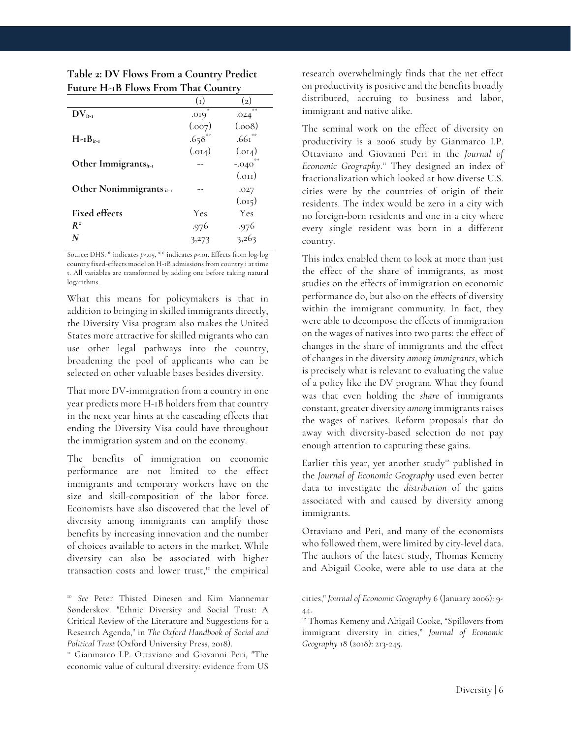**Table 2: DV Flows From a Country Predict Future H-1B Flows From That Country**

| | (1) | (2) |
|---|---|---|
| $DV_{it-1}$ | .019* | .024** |
| | (.007) | (.008) |
| $H\text{-}1B_{it-1}$ | .658** | .661** |
| | (.014) | (.014) |
| Other Immigrants$_{it-1}$ | -- | -.040** |
| | | (.011) |
| Other Nonimmigrants$_{it-1}$ | -- | .027 |
| | | (.015) |
| Fixed effects | Yes | Yes |
| $R^2$ | .976 | .976 |
| $N$ | 3,273 | 3,263 |

Source: DHS. * indicates $p<.05$, ** indicates $p<.01$. Effects from log-log country fixed-effects model on H-1B admissions from country i at time t. All variables are transformed by adding one before taking natural logarithms.

What this means for policymakers is that in addition to bringing in skilled immigrants directly, the Diversity Visa program also makes the United States more attractive for skilled migrants who can use other legal pathways into the country, broadening the pool of applicants who can be selected on other valuable bases besides diversity.

That more DV-immigration from a country in one year predicts more H-1B holders from that country in the next year hints at the cascading effects that ending the Diversity Visa could have throughout the immigration system and on the economy.

The benefits of immigration on economic performance are not limited to the effect immigrants and temporary workers have on the size and skill-composition of the labor force. Economists have also discovered that the level of diversity among immigrants can amplify those benefits by increasing innovation and the number of choices available to actors in the market. While diversity can also be associated with higher transaction costs and lower trust,[10] the empirical research overwhelmingly finds that the net effect on productivity is positive and the benefits broadly distributed, accruing to business and labor, immigrant and native alike.

The seminal work on the effect of diversity on productivity is a 2006 study by Gianmarco I.P. Ottaviano and Giovanni Peri in the *Journal of Economic Geography*.[11] They designed an index of fractionalization which looked at how diverse U.S. cities were by the countries of origin of their residents. The index would be zero in a city with no foreign-born residents and one in a city where every single resident was born in a different country.

This index enabled them to look at more than just the effect of the share of immigrants, as most studies on the effects of immigration on economic performance do, but also on the effects of diversity within the immigrant community. In fact, they were able to decompose the effects of immigration on the wages of natives into two parts: the effect of changes in the share of immigrants and the effect of changes in the diversity *among immigrants*, which is precisely what is relevant to evaluating the value of a policy like the DV program. What they found was that even holding the *share* of immigrants constant, greater diversity *among* immigrants raises the wages of natives. Reform proposals that do away with diversity-based selection do not pay enough attention to capturing these gains.

Earlier this year, yet another study[12] published in the *Journal of Economic Geography* used even better data to investigate the *distribution* of the gains associated with and caused by diversity among immigrants.

Ottaviano and Peri, and many of the economists who followed them, were limited by city-level data. The authors of the latest study, Thomas Kemeny and Abigail Cooke, were able to use data at the

[10] *See* Peter Thisted Dinesen and Kim Mannemar Sønderskov. "Ethnic Diversity and Social Trust: A Critical Review of the Literature and Suggestions for a Research Agenda," in *The Oxford Handbook of Social and Political Trust* (Oxford University Press, 2018).

[11] Gianmarco I.P. Ottaviano and Giovanni Peri, "The economic value of cultural diversity: evidence from US cities," *Journal of Economic Geography* 6 (January 2006): 9-44.

[12] Thomas Kemeny and Abigail Cooke, "Spillovers from immigrant diversity in cities," *Journal of Economic Geography* 18 (2018): 213-245.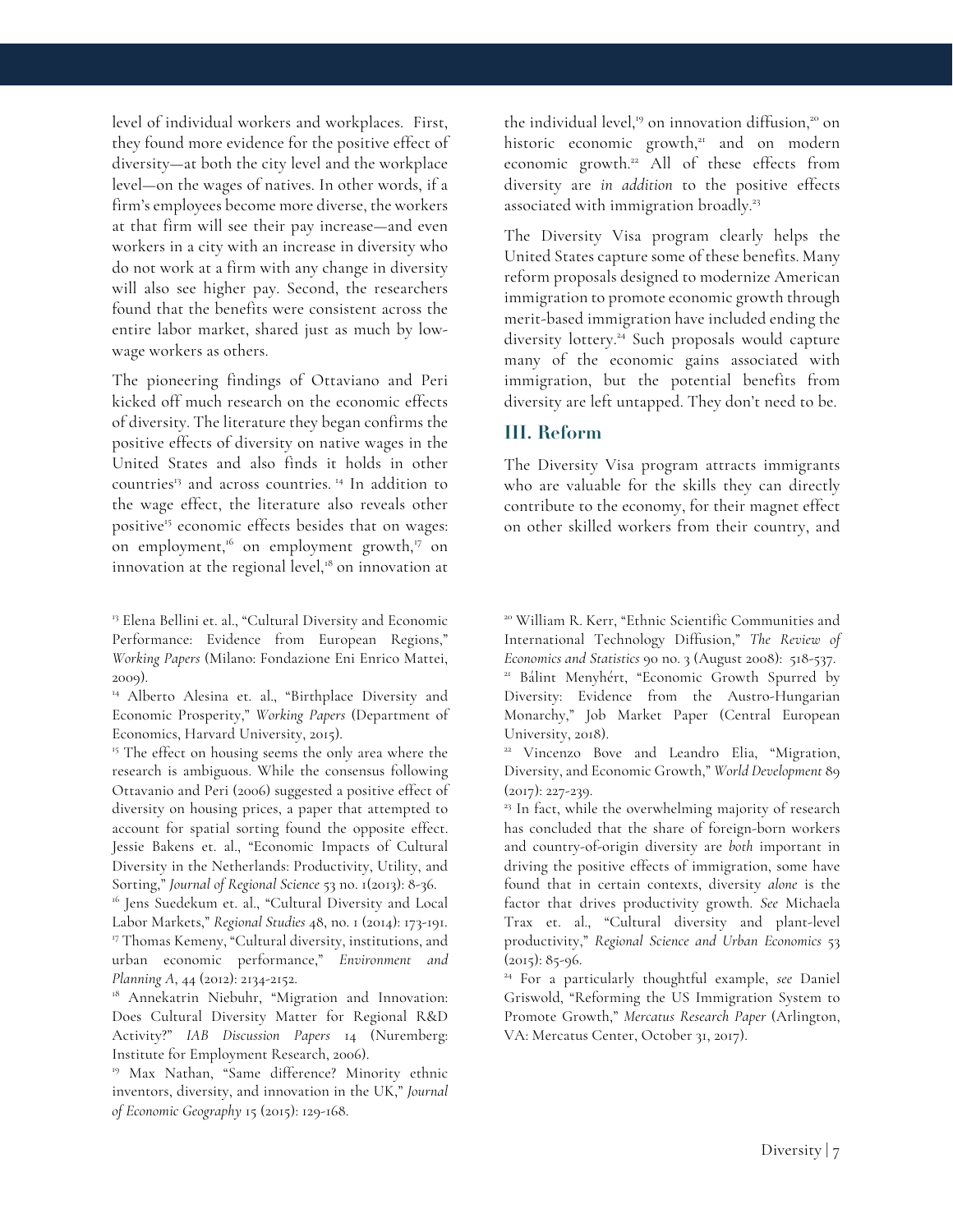level of individual workers and workplaces. First, they found more evidence for the positive effect of diversity—at both the city level and the workplace level—on the wages of natives. In other words, if a firm's employees become more diverse, the workers at that firm will see their pay increase—and even workers in a city with an increase in diversity who do not work at a firm with any change in diversity will also see higher pay. Second, the researchers found that the benefits were consistent across the entire labor market, shared just as much by low-wage workers as others.

The pioneering findings of Ottaviano and Peri kicked off much research on the economic effects of diversity. The literature they began confirms the positive effects of diversity on native wages in the United States and also finds it holds in other countries[13] and across countries.[14] In addition to the wage effect, the literature also reveals other positive[15] economic effects besides that on wages: on employment,[16] on employment growth,[17] on innovation at the regional level,[18] on innovation at the individual level,[19] on innovation diffusion,[20] on historic economic growth,[21] and on modern economic growth.[22] All of these effects from diversity are *in addition* to the positive effects associated with immigration broadly.[23]

The Diversity Visa program clearly helps the United States capture some of these benefits. Many reform proposals designed to modernize American immigration to promote economic growth through merit-based immigration have included ending the diversity lottery.[24] Such proposals would capture many of the economic gains associated with immigration, but the potential benefits from diversity are left untapped. They don't need to be.

## III. Reform

The Diversity Visa program attracts immigrants who are valuable for the skills they can directly contribute to the economy, for their magnet effect on other skilled workers from their country, and

---

[13] Elena Bellini et. al., "Cultural Diversity and Economic Performance: Evidence from European Regions," *Working Papers* (Milano: Fondazione Eni Enrico Mattei, 2009).

[14] Alberto Alesina et. al., "Birthplace Diversity and Economic Prosperity," *Working Papers* (Department of Economics, Harvard University, 2015).

[15] The effect on housing seems the only area where the research is ambiguous. While the consensus following Ottavanio and Peri (2006) suggested a positive effect of diversity on housing prices, a paper that attempted to account for spatial sorting found the opposite effect. Jessie Bakens et. al., "Economic Impacts of Cultural Diversity in the Netherlands: Productivity, Utility, and Sorting," *Journal of Regional Science* 53 no. 1(2013): 8-36.

[16] Jens Suedekum et. al., "Cultural Diversity and Local Labor Markets," *Regional Studies* 48, no. 1 (2014): 173-191.

[17] Thomas Kemeny, "Cultural diversity, institutions, and urban economic performance," *Environment and Planning A*, 44 (2012): 2134-2152.

[18] Annekatrin Niebuhr, "Migration and Innovation: Does Cultural Diversity Matter for Regional R&D Activity?" *IAB Discussion Papers* 14 (Nuremberg: Institute for Employment Research, 2006).

[19] Max Nathan, "Same difference? Minority ethnic inventors, diversity, and innovation in the UK," *Journal of Economic Geography* 15 (2015): 129-168.

[20] William R. Kerr, "Ethnic Scientific Communities and International Technology Diffusion," *The Review of Economics and Statistics* 90 no. 3 (August 2008): 518-537.

[21] Bálint Menyhért, "Economic Growth Spurred by Diversity: Evidence from the Austro-Hungarian Monarchy," Job Market Paper (Central European University, 2018).

[22] Vincenzo Bove and Leandro Elia, "Migration, Diversity, and Economic Growth," *World Development* 89 (2017): 227-239.

[23] In fact, while the overwhelming majority of research has concluded that the share of foreign-born workers and country-of-origin diversity are *both* important in driving the positive effects of immigration, some have found that in certain contexts, diversity *alone* is the factor that drives productivity growth. *See* Michaela Trax et. al., "Cultural diversity and plant-level productivity," *Regional Science and Urban Economics* 53 (2015): 85-96.

[24] For a particularly thoughtful example, *see* Daniel Griswold, "Reforming the US Immigration System to Promote Growth," *Mercatus Research Paper* (Arlington, VA: Mercatus Center, October 31, 2017).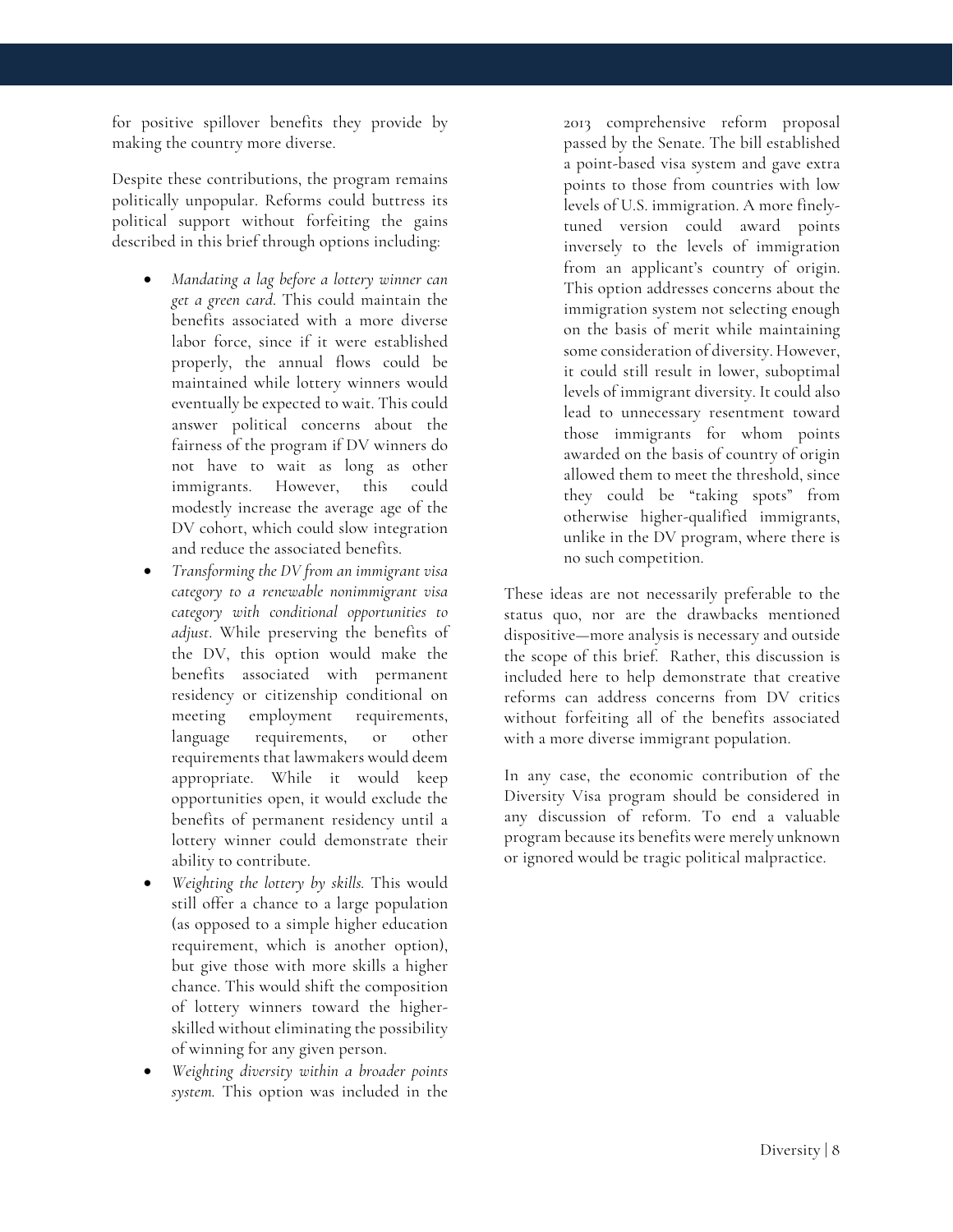for positive spillover benefits they provide by making the country more diverse.

Despite these contributions, the program remains politically unpopular. Reforms could buttress its political support without forfeiting the gains described in this brief through options including:

- *Mandating a lag before a lottery winner can get a green card*. This could maintain the benefits associated with a more diverse labor force, since if it were established properly, the annual flows could be maintained while lottery winners would eventually be expected to wait. This could answer political concerns about the fairness of the program if DV winners do not have to wait as long as other immigrants. However, this could modestly increase the average age of the DV cohort, which could slow integration and reduce the associated benefits.
- *Transforming the DV from an immigrant visa category to a renewable nonimmigrant visa category with conditional opportunities to adjust*. While preserving the benefits of the DV, this option would make the benefits associated with permanent residency or citizenship conditional on meeting employment requirements, language requirements, or other requirements that lawmakers would deem appropriate. While it would keep opportunities open, it would exclude the benefits of permanent residency until a lottery winner could demonstrate their ability to contribute.
- *Weighting the lottery by skills.* This would still offer a chance to a large population (as opposed to a simple higher education requirement, which is another option), but give those with more skills a higher chance. This would shift the composition of lottery winners toward the higher-skilled without eliminating the possibility of winning for any given person.
- *Weighting diversity within a broader points system.* This option was included in the 2013 comprehensive reform proposal passed by the Senate. The bill established a point-based visa system and gave extra points to those from countries with low levels of U.S. immigration. A more finely-tuned version could award points inversely to the levels of immigration from an applicant's country of origin. This option addresses concerns about the immigration system not selecting enough on the basis of merit while maintaining some consideration of diversity. However, it could still result in lower, suboptimal levels of immigrant diversity. It could also lead to unnecessary resentment toward those immigrants for whom points awarded on the basis of country of origin allowed them to meet the threshold, since they could be "taking spots" from otherwise higher-qualified immigrants, unlike in the DV program, where there is no such competition.

These ideas are not necessarily preferable to the status quo, nor are the drawbacks mentioned dispositive—more analysis is necessary and outside the scope of this brief. Rather, this discussion is included here to help demonstrate that creative reforms can address concerns from DV critics without forfeiting all of the benefits associated with a more diverse immigrant population.

In any case, the economic contribution of the Diversity Visa program should be considered in any discussion of reform. To end a valuable program because its benefits were merely unknown or ignored would be tragic political malpractice.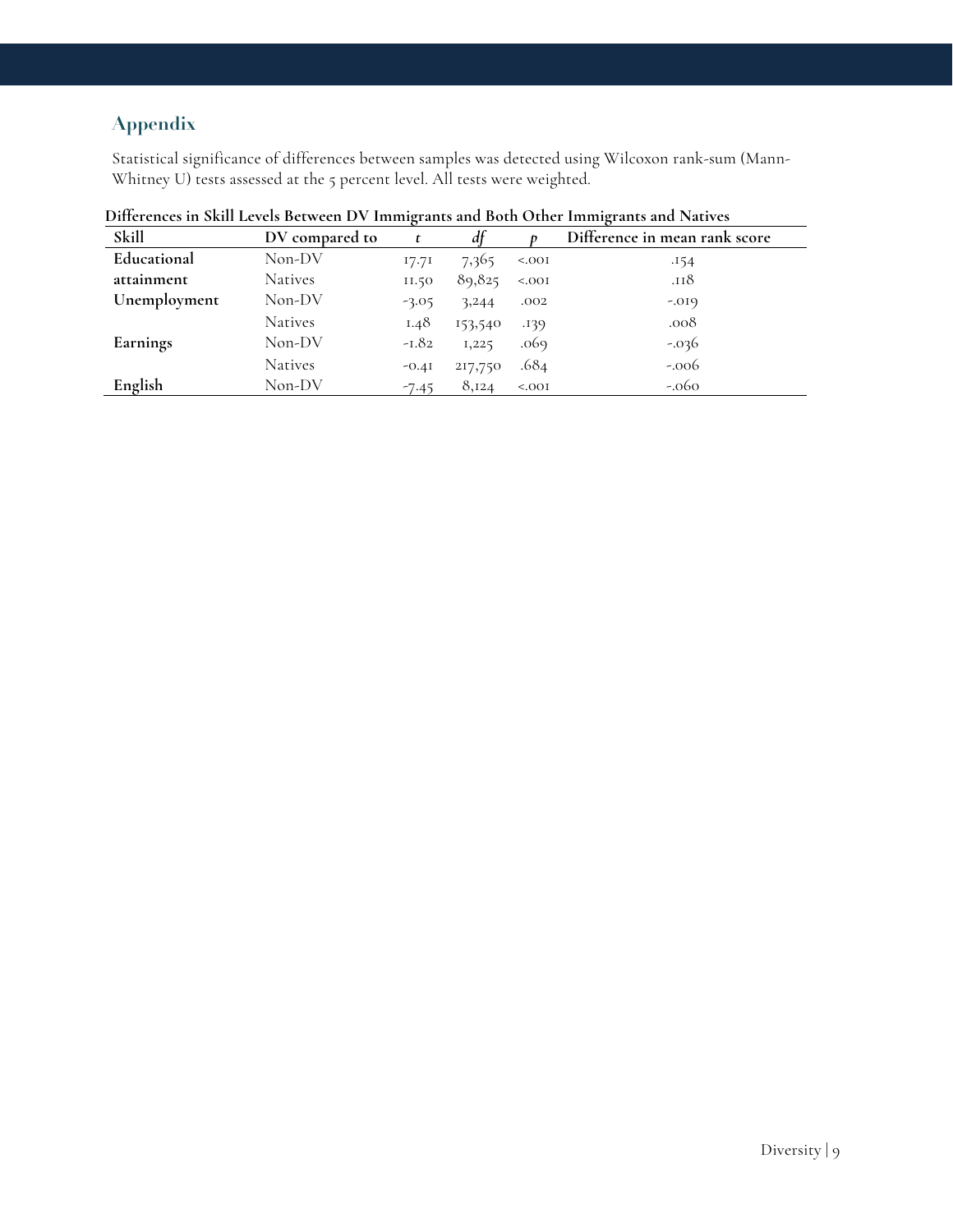## Appendix

Statistical significance of differences between samples was detected using Wilcoxon rank-sum (Mann-Whitney U) tests assessed at the 5 percent level. All tests were weighted.

**Differences in Skill Levels Between DV Immigrants and Both Other Immigrants and Natives**

| Skill | DV compared to | $t$ | $df$ | $p$ | Difference in mean rank score |
|---|---|---|---|---|---|
| **Educational attainment** | Non-DV | 17.71 | 7,365 | <.001 | .154 |
| | Natives | 11.50 | 89,825 | <.001 | .118 |
| **Unemployment** | Non-DV | -3.05 | 3,244 | .002 | -.019 |
| | Natives | 1.48 | 153,540 | .139 | .008 |
| **Earnings** | Non-DV | -1.82 | 1,225 | .069 | -.036 |
| | Natives | -0.41 | 217,750 | .684 | -.006 |
| **English** | Non-DV | -7.45 | 8,124 | <.001 | -.060 |